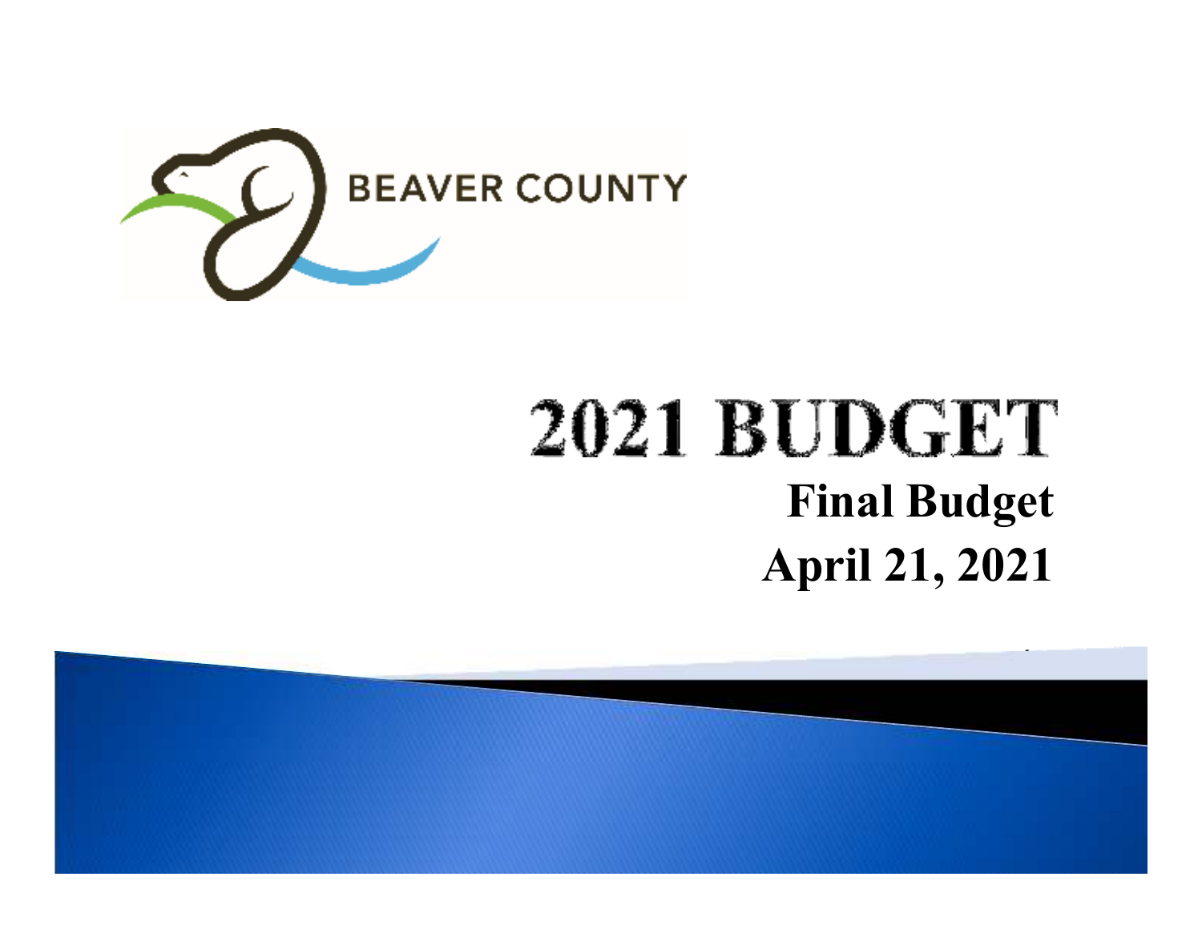BEAVER COUNTY

# 2021 BUDGET

**Final Budget**

**April 21, 2021**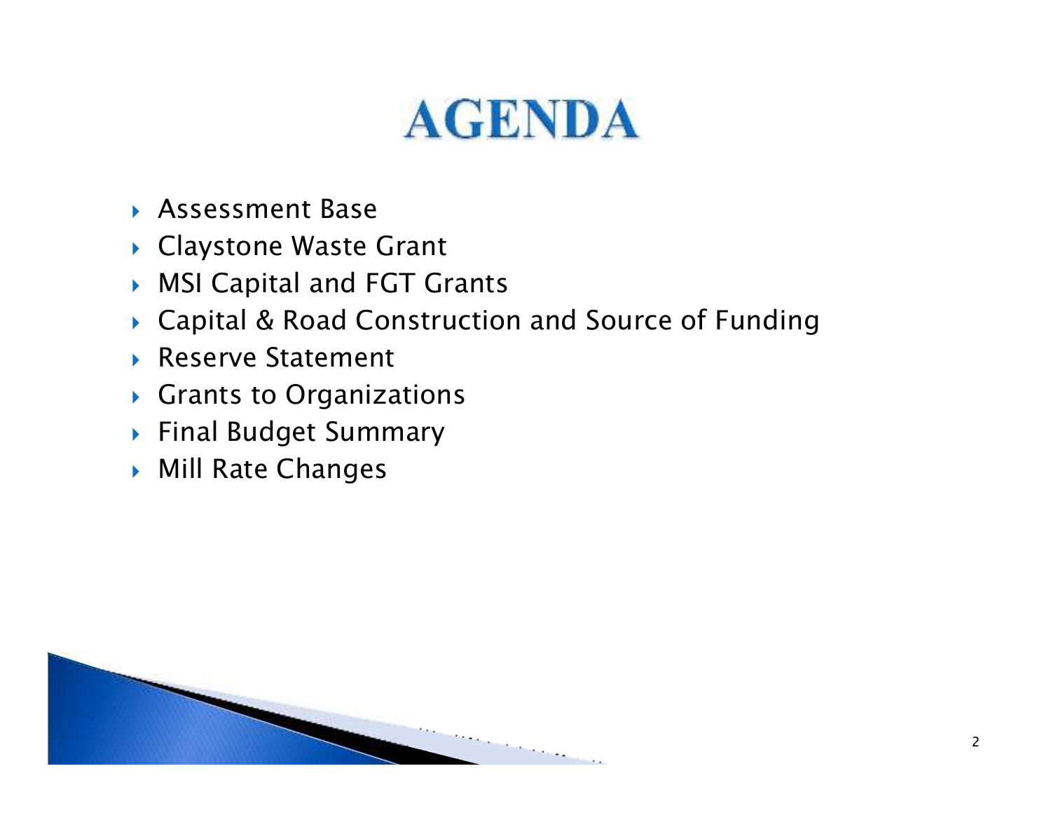# AGENDA

- Assessment Base
- Claystone Waste Grant
- MSI Capital and FGT Grants
- Capital & Road Construction and Source of Funding
- Reserve Statement
- Grants to Organizations
- Final Budget Summary
- Mill Rate Changes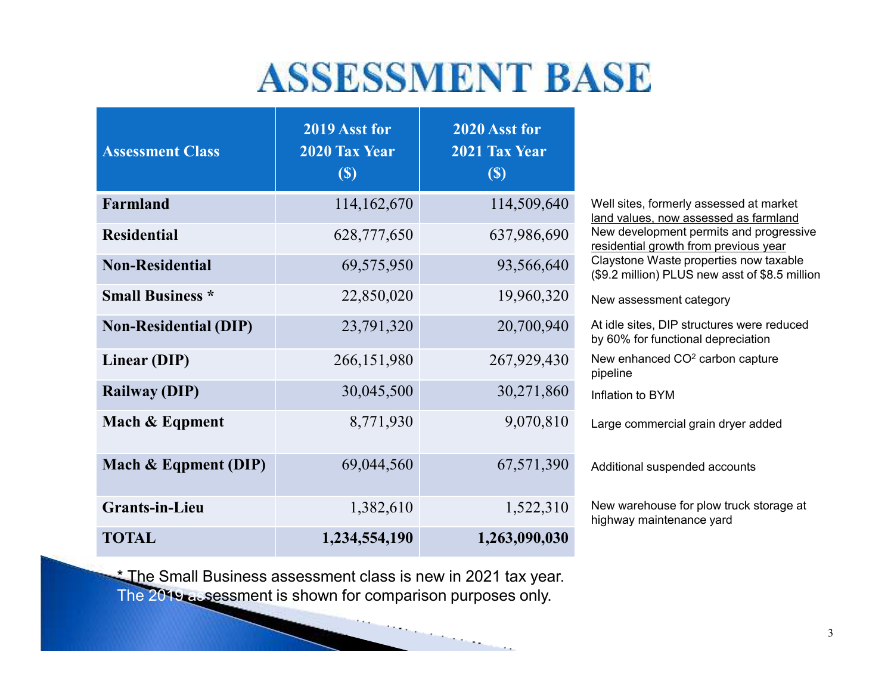# ASSESSMENT BASE

| Assessment Class | 2019 Asst for 2020 Tax Year ($) | 2020 Asst for 2021 Tax Year ($) | |
|---|---|---|---|
| **Farmland** | 114,162,670 | 114,509,640 | Well sites, formerly assessed at market land values, now assessed as farmland |
| **Residential** | 628,777,650 | 637,986,690 | New development permits and progressive residential growth from previous year |
| **Non-Residential** | 69,575,950 | 93,566,640 | Claystone Waste properties now taxable ($9.2 million) PLUS new asst of $8.5 million |
| **Small Business** * | 22,850,020 | 19,960,320 | New assessment category |
| **Non-Residential (DIP)** | 23,791,320 | 20,700,940 | At idle sites, DIP structures were reduced by 60% for functional depreciation |
| **Linear (DIP)** | 266,151,980 | 267,929,430 | New enhanced $CO^2$ carbon capture pipeline |
| **Railway (DIP)** | 30,045,500 | 30,271,860 | Inflation to BYM |
| **Mach & Eqpment** | 8,771,930 | 9,070,810 | Large commercial grain dryer added |
| **Mach & Eqpment (DIP)** | 69,044,560 | 67,571,390 | Additional suspended accounts |
| **Grants-in-Lieu** | 1,382,610 | 1,522,310 | New warehouse for plow truck storage at highway maintenance yard |
| **TOTAL** | **1,234,554,190** | **1,263,090,030** | |

* The Small Business assessment class is new in 2021 tax year. The 2019 assessment is shown for comparison purposes only.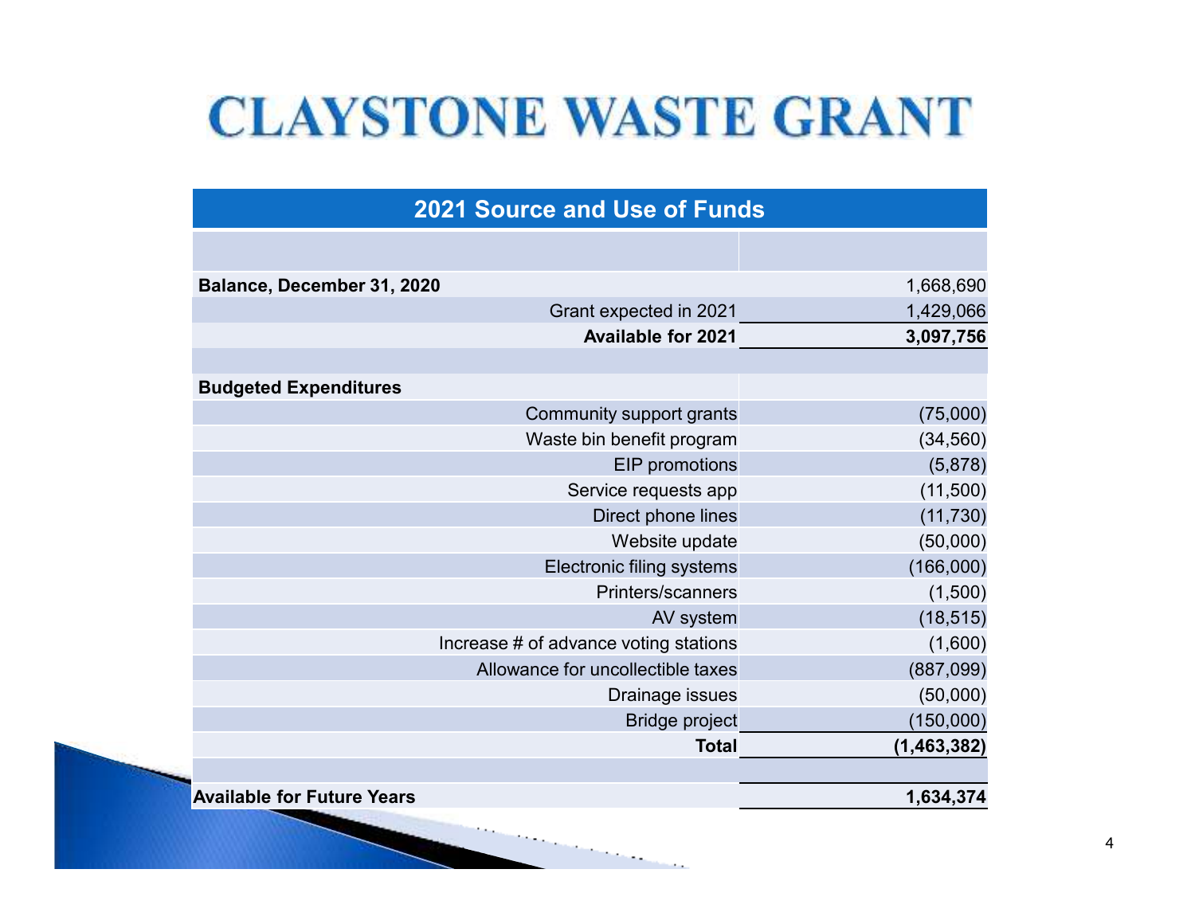# CLAYSTONE WASTE GRANT

| 2021 Source and Use of Funds | |
|---|---|
| | |
| **Balance, December 31, 2020** | 1,668,690 |
| Grant expected in 2021 | 1,429,066 |
| **Available for 2021** | **3,097,756** |
| | |
| **Budgeted Expenditures** | |
| Community support grants | (75,000) |
| Waste bin benefit program | (34,560) |
| EIP promotions | (5,878) |
| Service requests app | (11,500) |
| Direct phone lines | (11,730) |
| Website update | (50,000) |
| Electronic filing systems | (166,000) |
| Printers/scanners | (1,500) |
| AV system | (18,515) |
| Increase # of advance voting stations | (1,600) |
| Allowance for uncollectible taxes | (887,099) |
| Drainage issues | (50,000) |
| Bridge project | (150,000) |
| **Total** | **(1,463,382)** |
| | |
| **Available for Future Years** | **1,634,374** |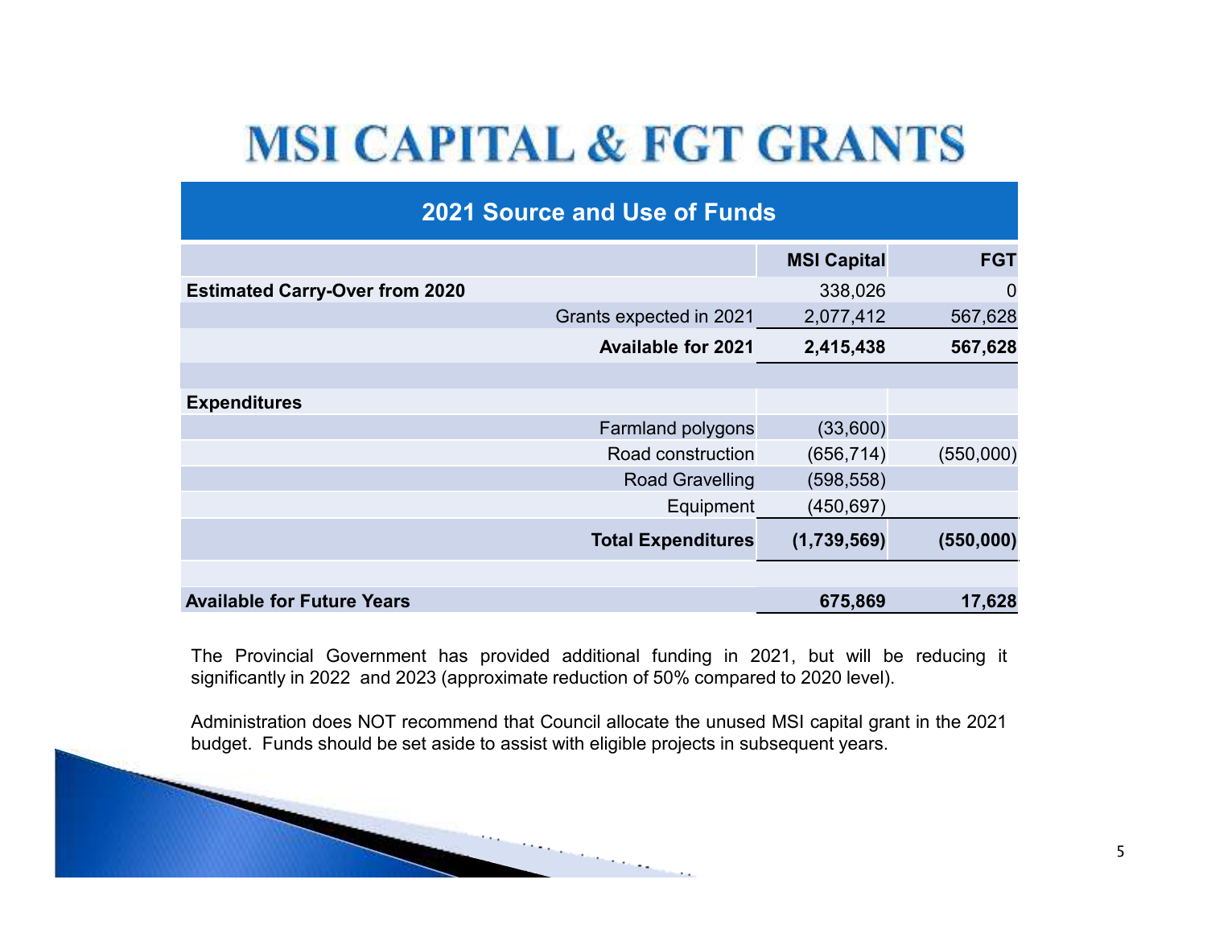# MSI CAPITAL & FGT GRANTS

| 2021 Source and Use of Funds | | |
| --- | --- | --- |
| | **MSI Capital** | **FGT** |
| **Estimated Carry-Over from 2020** | 338,026 | 0 |
| Grants expected in 2021 | 2,077,412 | 567,628 |
| **Available for 2021** | **2,415,438** | **567,628** |
| | | |
| **Expenditures** | | |
| Farmland polygons | (33,600) | |
| Road construction | (656,714) | (550,000) |
| Road Gravelling | (598,558) | |
| Equipment | (450,697) | |
| **Total Expenditures** | **(1,739,569)** | **(550,000)** |
| | | |
| **Available for Future Years** | **675,869** | **17,628** |

The Provincial Government has provided additional funding in 2021, but will be reducing it significantly in 2022 and 2023 (approximate reduction of 50% compared to 2020 level).

Administration does NOT recommend that Council allocate the unused MSI capital grant in the 2021 budget. Funds should be set aside to assist with eligible projects in subsequent years.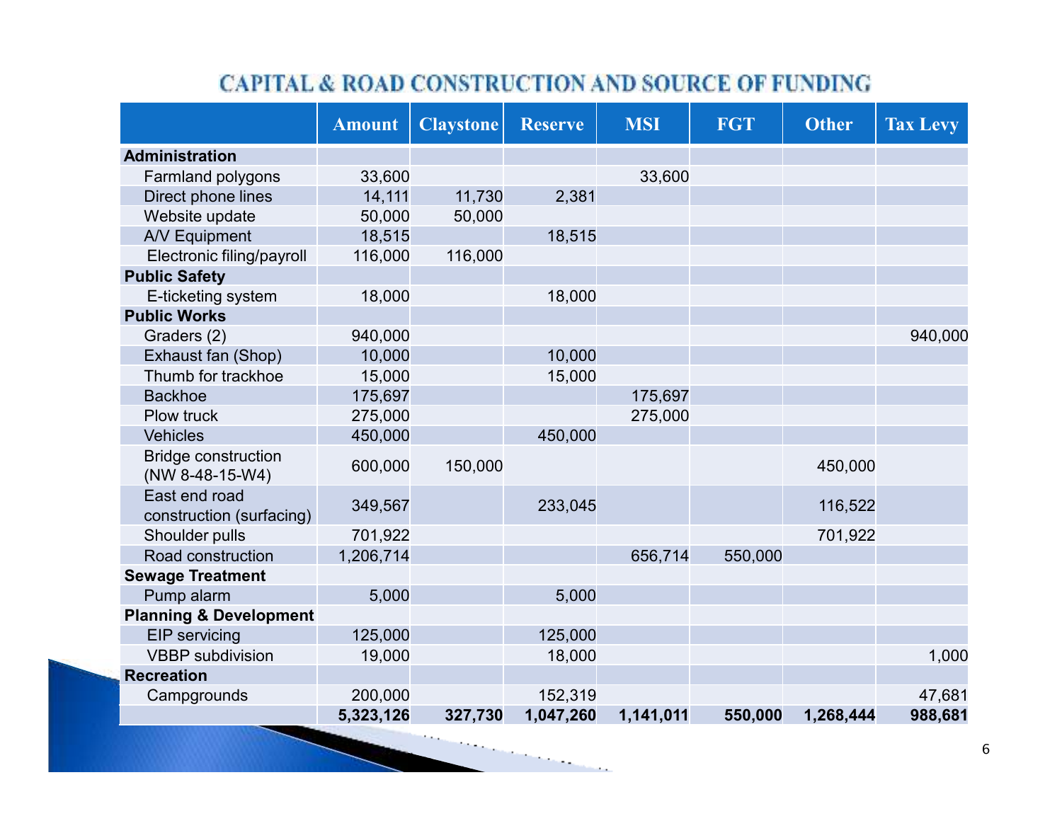# CAPITAL & ROAD CONSTRUCTION AND SOURCE OF FUNDING

| | Amount | Claystone | Reserve | MSI | FGT | Other | Tax Levy |
|---|---|---|---|---|---|---|---|
| **Administration** | | | | | | | |
| Farmland polygons | 33,600 | | | 33,600 | | | |
| Direct phone lines | 14,111 | 11,730 | 2,381 | | | | |
| Website update | 50,000 | 50,000 | | | | | |
| A/V Equipment | 18,515 | | 18,515 | | | | |
| Electronic filing/payroll | 116,000 | 116,000 | | | | | |
| **Public Safety** | | | | | | | |
| E-ticketing system | 18,000 | | 18,000 | | | | |
| **Public Works** | | | | | | | |
| Graders (2) | 940,000 | | | | | | 940,000 |
| Exhaust fan (Shop) | 10,000 | | 10,000 | | | | |
| Thumb for trackhoe | 15,000 | | 15,000 | | | | |
| Backhoe | 175,697 | | | 175,697 | | | |
| Plow truck | 275,000 | | | 275,000 | | | |
| Vehicles | 450,000 | | 450,000 | | | | |
| Bridge construction (NW 8-48-15-W4) | 600,000 | 150,000 | | | | 450,000 | |
| East end road construction (surfacing) | 349,567 | | 233,045 | | | 116,522 | |
| Shoulder pulls | 701,922 | | | | | 701,922 | |
| Road construction | 1,206,714 | | | 656,714 | 550,000 | | |
| **Sewage Treatment** | | | | | | | |
| Pump alarm | 5,000 | | 5,000 | | | | |
| **Planning & Development** | | | | | | | |
| EIP servicing | 125,000 | | 125,000 | | | | |
| VBBP subdivision | 19,000 | | 18,000 | | | | 1,000 |
| **Recreation** | | | | | | | |
| Campgrounds | 200,000 | | 152,319 | | | | 47,681 |
| | **5,323,126** | **327,730** | **1,047,260** | **1,141,011** | **550,000** | **1,268,444** | **988,681** |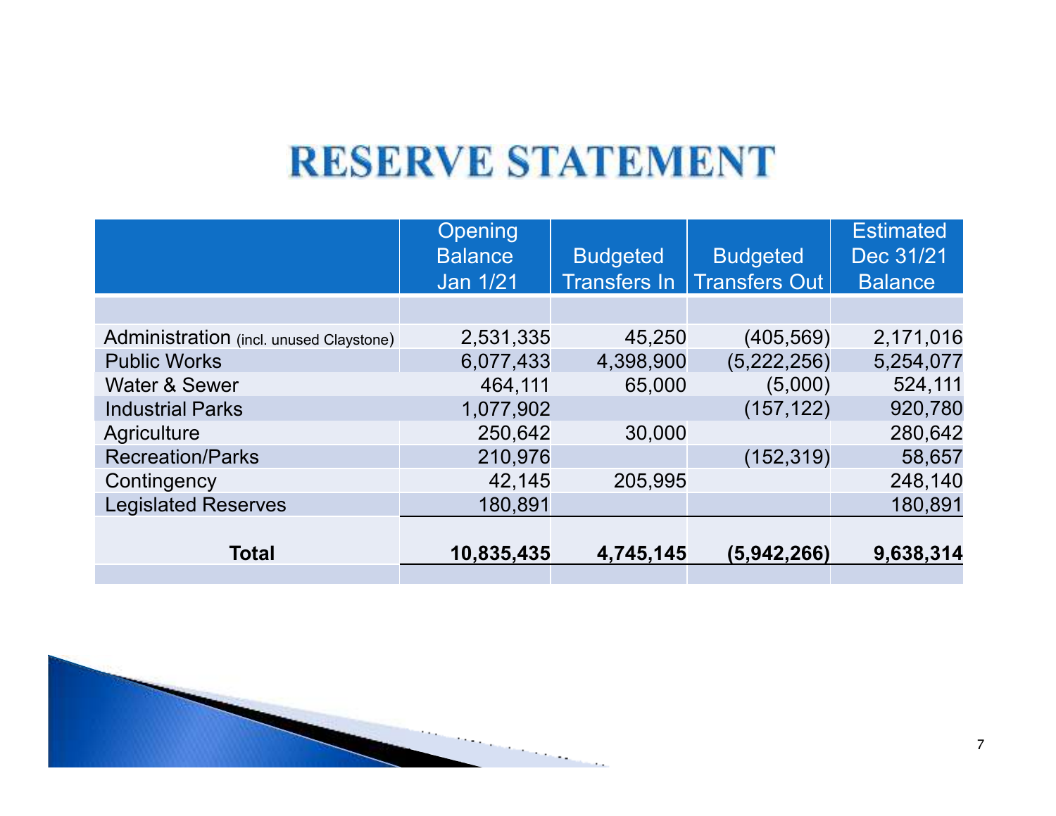# RESERVE STATEMENT

| | Opening Balance Jan 1/21 | Budgeted Transfers In | Budgeted Transfers Out | Estimated Dec 31/21 Balance |
|---|---|---|---|---|
| Administration (incl. unused Claystone) | 2,531,335 | 45,250 | (405,569) | 2,171,016 |
| Public Works | 6,077,433 | 4,398,900 | (5,222,256) | 5,254,077 |
| Water & Sewer | 464,111 | 65,000 | (5,000) | 524,111 |
| Industrial Parks | 1,077,902 | | (157,122) | 920,780 |
| Agriculture | 250,642 | 30,000 | | 280,642 |
| Recreation/Parks | 210,976 | | (152,319) | 58,657 |
| Contingency | 42,145 | 205,995 | | 248,140 |
| Legislated Reserves | 180,891 | | | 180,891 |
| **Total** | **10,835,435** | **4,745,145** | **(5,942,266)** | **9,638,314** |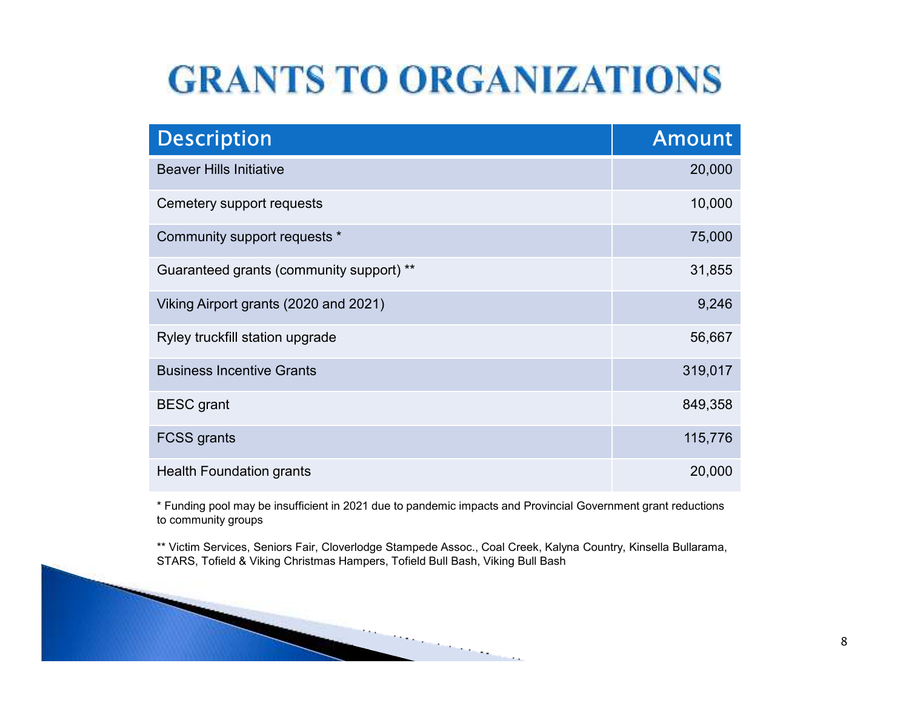# GRANTS TO ORGANIZATIONS

| Description | Amount |
|---|---:|
| Beaver Hills Initiative | 20,000 |
| Cemetery support requests | 10,000 |
| Community support requests * | 75,000 |
| Guaranteed grants (community support) ** | 31,855 |
| Viking Airport grants (2020 and 2021) | 9,246 |
| Ryley truckfill station upgrade | 56,667 |
| Business Incentive Grants | 319,017 |
| BESC grant | 849,358 |
| FCSS grants | 115,776 |
| Health Foundation grants | 20,000 |

* Funding pool may be insufficient in 2021 due to pandemic impacts and Provincial Government grant reductions to community groups

** Victim Services, Seniors Fair, Cloverlodge Stampede Assoc., Coal Creek, Kalyna Country, Kinsella Bullarama, STARS, Tofield & Viking Christmas Hampers, Tofield Bull Bash, Viking Bull Bash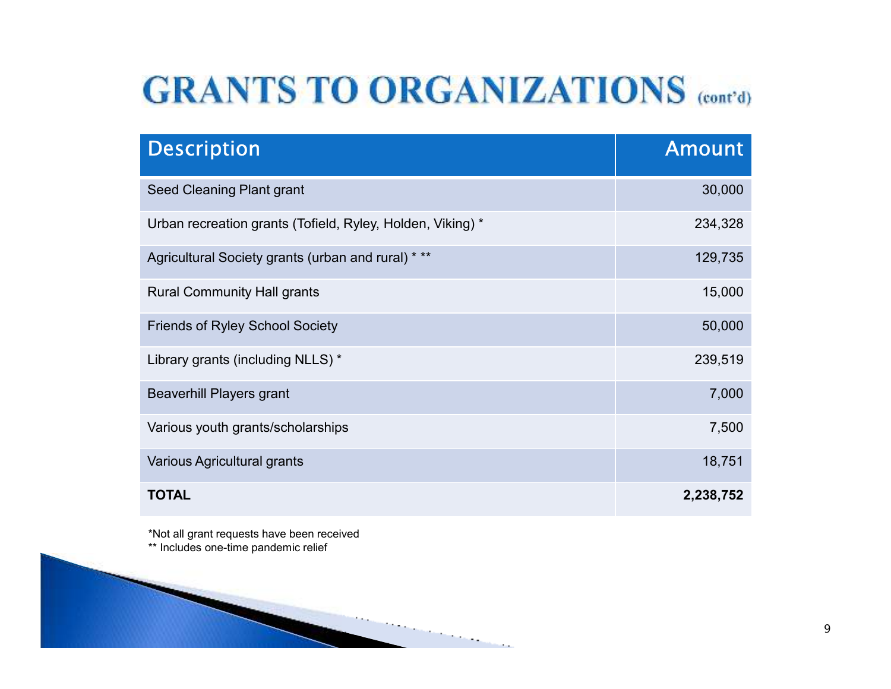# GRANTS TO ORGANIZATIONS (cont'd)

| Description | Amount |
|---|---:|
| Seed Cleaning Plant grant | 30,000 |
| Urban recreation grants (Tofield, Ryley, Holden, Viking) * | 234,328 |
| Agricultural Society grants (urban and rural) * ** | 129,735 |
| Rural Community Hall grants | 15,000 |
| Friends of Ryley School Society | 50,000 |
| Library grants (including NLLS) * | 239,519 |
| Beaverhill Players grant | 7,000 |
| Various youth grants/scholarships | 7,500 |
| Various Agricultural grants | 18,751 |
| **TOTAL** | **2,238,752** |

*Not all grant requests have been received
** Includes one-time pandemic relief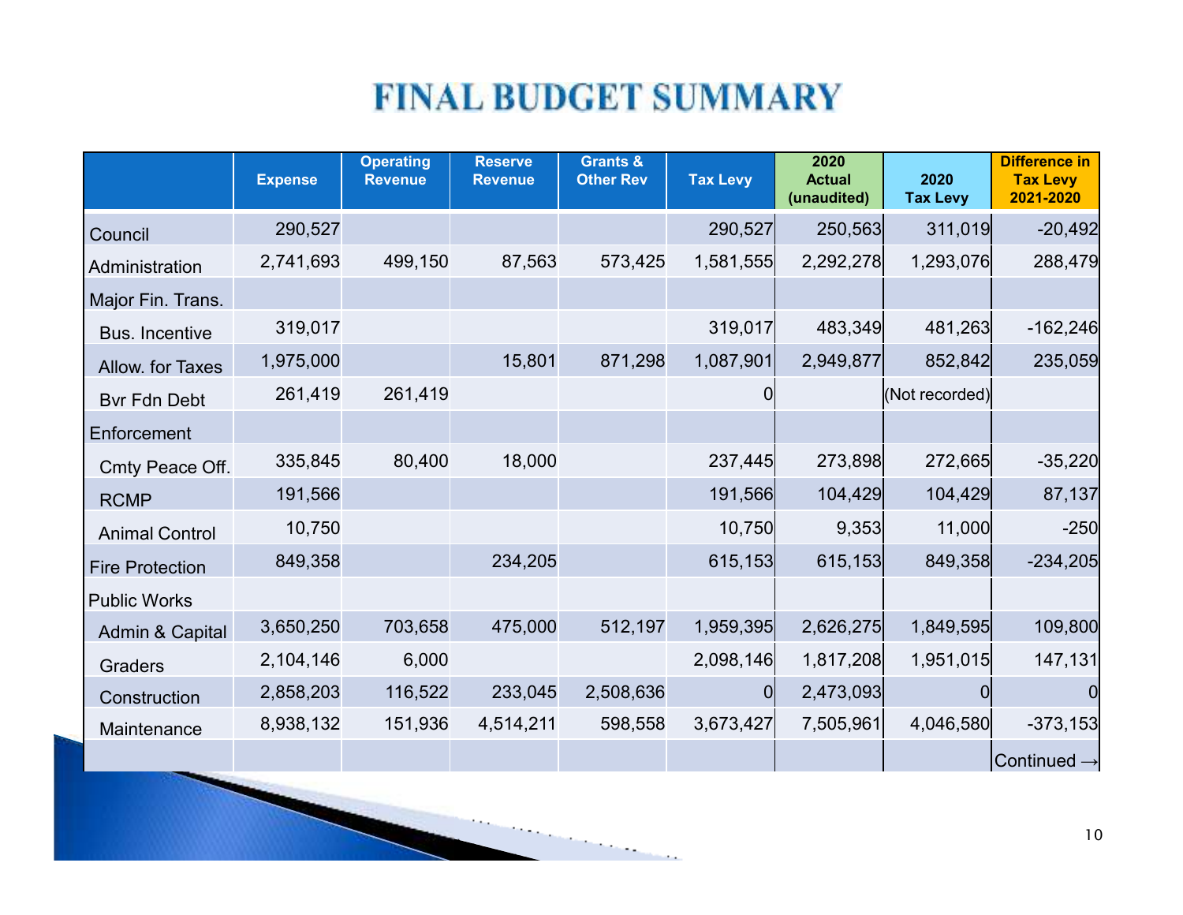# FINAL BUDGET SUMMARY

| | Expense | Operating Revenue | Reserve Revenue | Grants & Other Rev | Tax Levy | 2020 Actual (unaudited) | 2020 Tax Levy | Difference in Tax Levy 2021-2020 |
|---|---|---|---|---|---|---|---|---|
| Council | 290,527 | | | | 290,527 | 250,563 | 311,019 | -20,492 |
| Administration | 2,741,693 | 499,150 | 87,563 | 573,425 | 1,581,555 | 2,292,278 | 1,293,076 | 288,479 |
| Major Fin. Trans. | | | | | | | | |
| Bus. Incentive | 319,017 | | | | 319,017 | 483,349 | 481,263 | -162,246 |
| Allow. for Taxes | 1,975,000 | | 15,801 | 871,298 | 1,087,901 | 2,949,877 | 852,842 | 235,059 |
| Bvr Fdn Debt | 261,419 | 261,419 | | | 0 | | (Not recorded) | |
| Enforcement | | | | | | | | |
| Cmty Peace Off. | 335,845 | 80,400 | 18,000 | | 237,445 | 273,898 | 272,665 | -35,220 |
| RCMP | 191,566 | | | | 191,566 | 104,429 | 104,429 | 87,137 |
| Animal Control | 10,750 | | | | 10,750 | 9,353 | 11,000 | -250 |
| Fire Protection | 849,358 | | 234,205 | | 615,153 | 615,153 | 849,358 | -234,205 |
| Public Works | | | | | | | | |
| Admin & Capital | 3,650,250 | 703,658 | 475,000 | 512,197 | 1,959,395 | 2,626,275 | 1,849,595 | 109,800 |
| Graders | 2,104,146 | 6,000 | | | 2,098,146 | 1,817,208 | 1,951,015 | 147,131 |
| Construction | 2,858,203 | 116,522 | 233,045 | 2,508,636 | 0 | 2,473,093 | 0 | 0 |
| Maintenance | 8,938,132 | 151,936 | 4,514,211 | 598,558 | 3,673,427 | 7,505,961 | 4,046,580 | -373,153 |
| | | | | | | | | Continued → |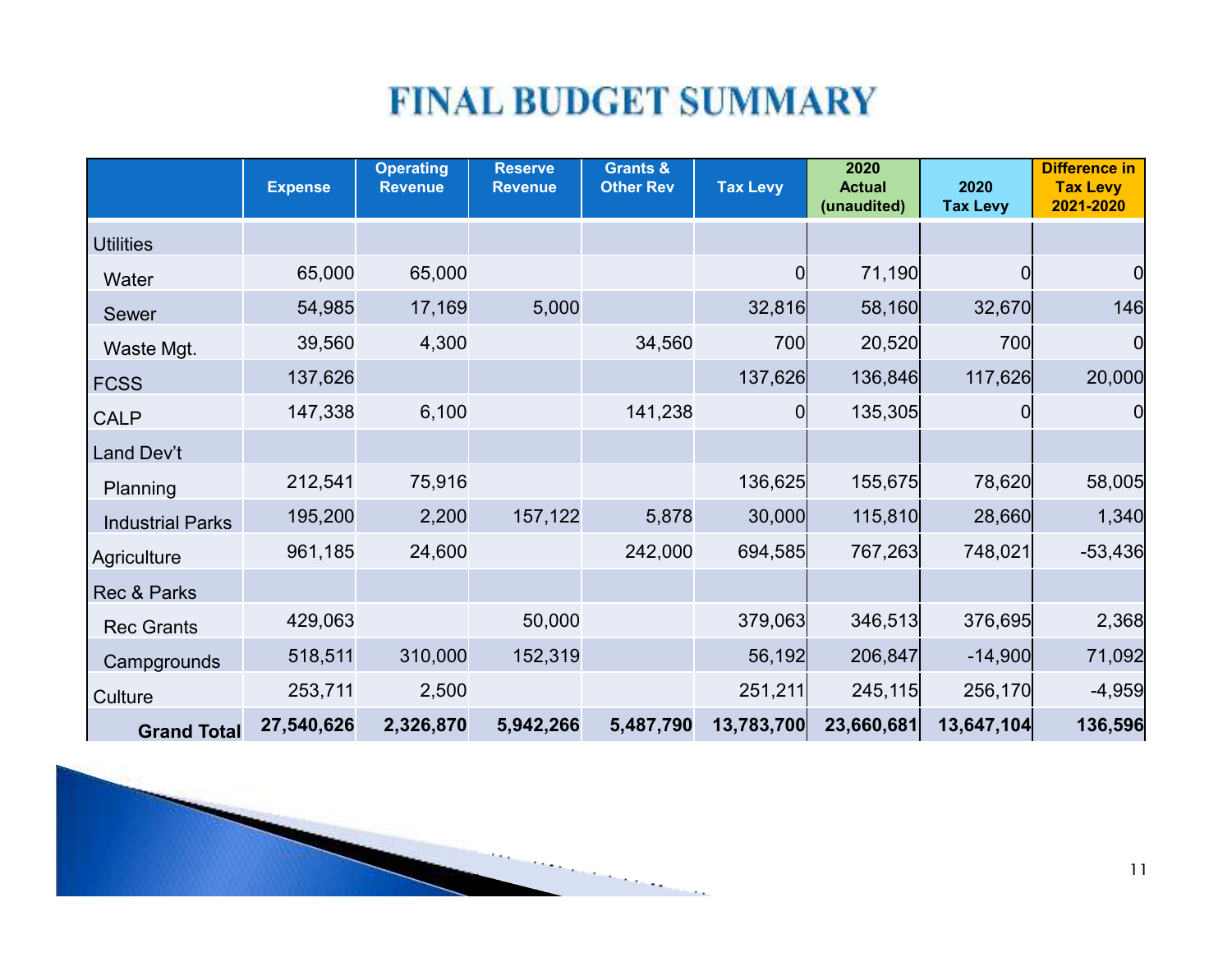# FINAL BUDGET SUMMARY

| | Expense | Operating Revenue | Reserve Revenue | Grants & Other Rev | Tax Levy | 2020 Actual (unaudited) | 2020 Tax Levy | Difference in Tax Levy 2021-2020 |
|---|---|---|---|---|---|---|---|---|
| Utilities | | | | | | | | |
| Water | 65,000 | 65,000 | | | 0 | 71,190 | 0 | 0 |
| Sewer | 54,985 | 17,169 | 5,000 | | 32,816 | 58,160 | 32,670 | 146 |
| Waste Mgt. | 39,560 | 4,300 | | 34,560 | 700 | 20,520 | 700 | 0 |
| FCSS | 137,626 | | | | 137,626 | 136,846 | 117,626 | 20,000 |
| CALP | 147,338 | 6,100 | | 141,238 | 0 | 135,305 | 0 | 0 |
| Land Dev't | | | | | | | | |
| Planning | 212,541 | 75,916 | | | 136,625 | 155,675 | 78,620 | 58,005 |
| Industrial Parks | 195,200 | 2,200 | 157,122 | 5,878 | 30,000 | 115,810 | 28,660 | 1,340 |
| Agriculture | 961,185 | 24,600 | | 242,000 | 694,585 | 767,263 | 748,021 | -53,436 |
| Rec & Parks | | | | | | | | |
| Rec Grants | 429,063 | | 50,000 | | 379,063 | 346,513 | 376,695 | 2,368 |
| Campgrounds | 518,511 | 310,000 | 152,319 | | 56,192 | 206,847 | -14,900 | 71,092 |
| Culture | 253,711 | 2,500 | | | 251,211 | 245,115 | 256,170 | -4,959 |
| **Grand Total** | **27,540,626** | **2,326,870** | **5,942,266** | **5,487,790** | **13,783,700** | **23,660,681** | **13,647,104** | **136,596** |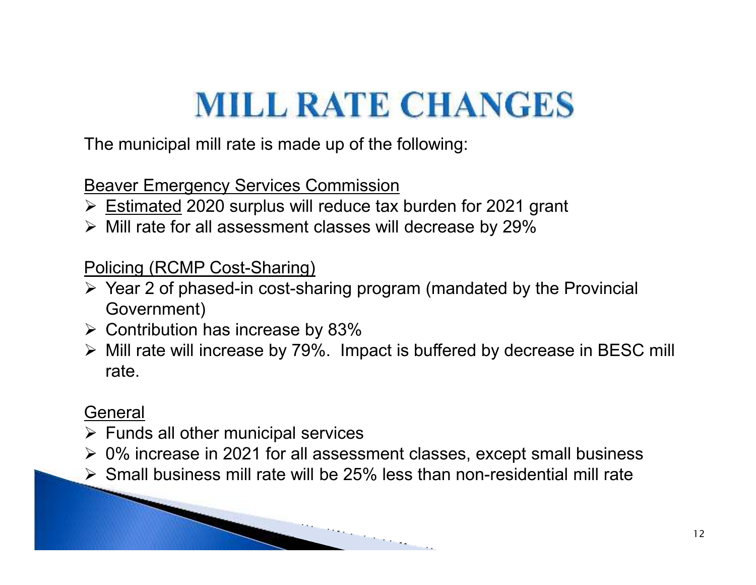# MILL RATE CHANGES

The municipal mill rate is made up of the following:

Beaver Emergency Services Commission

- Estimated 2020 surplus will reduce tax burden for 2021 grant
- Mill rate for all assessment classes will decrease by 29%

Policing (RCMP Cost-Sharing)

- Year 2 of phased-in cost-sharing program (mandated by the Provincial Government)
- Contribution has increase by 83%
- Mill rate will increase by 79%. Impact is buffered by decrease in BESC mill rate.

General

- Funds all other municipal services
- 0% increase in 2021 for all assessment classes, except small business
- Small business mill rate will be 25% less than non-residential mill rate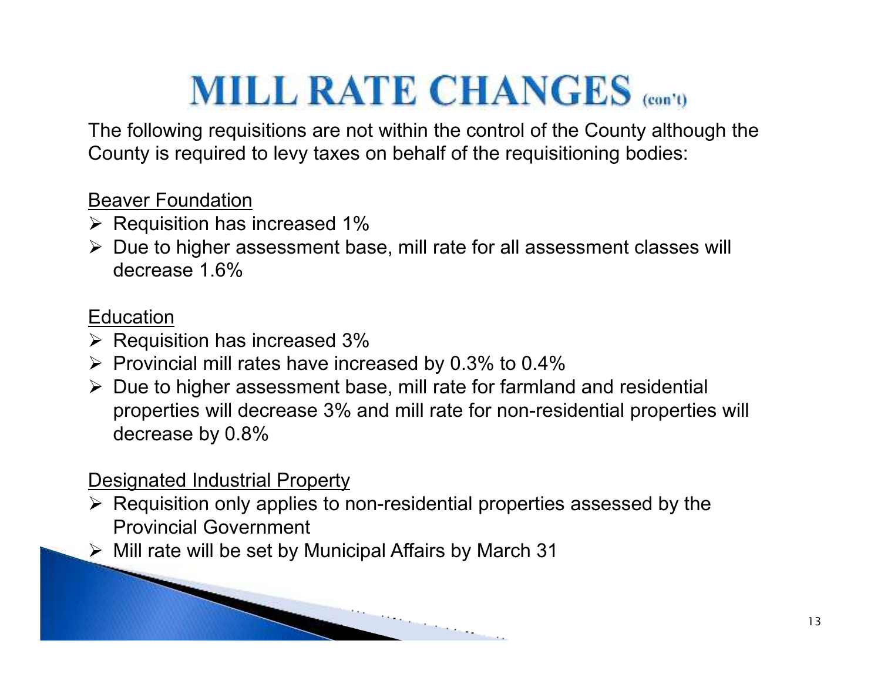# MILL RATE CHANGES (con't)

The following requisitions are not within the control of the County although the County is required to levy taxes on behalf of the requisitioning bodies:

<u>Beaver Foundation</u>

- Requisition has increased 1%
- Due to higher assessment base, mill rate for all assessment classes will decrease 1.6%

<u>Education</u>

- Requisition has increased 3%
- Provincial mill rates have increased by 0.3% to 0.4%
- Due to higher assessment base, mill rate for farmland and residential properties will decrease 3% and mill rate for non-residential properties will decrease by 0.8%

<u>Designated Industrial Property</u>

- Requisition only applies to non-residential properties assessed by the Provincial Government
- Mill rate will be set by Municipal Affairs by March 31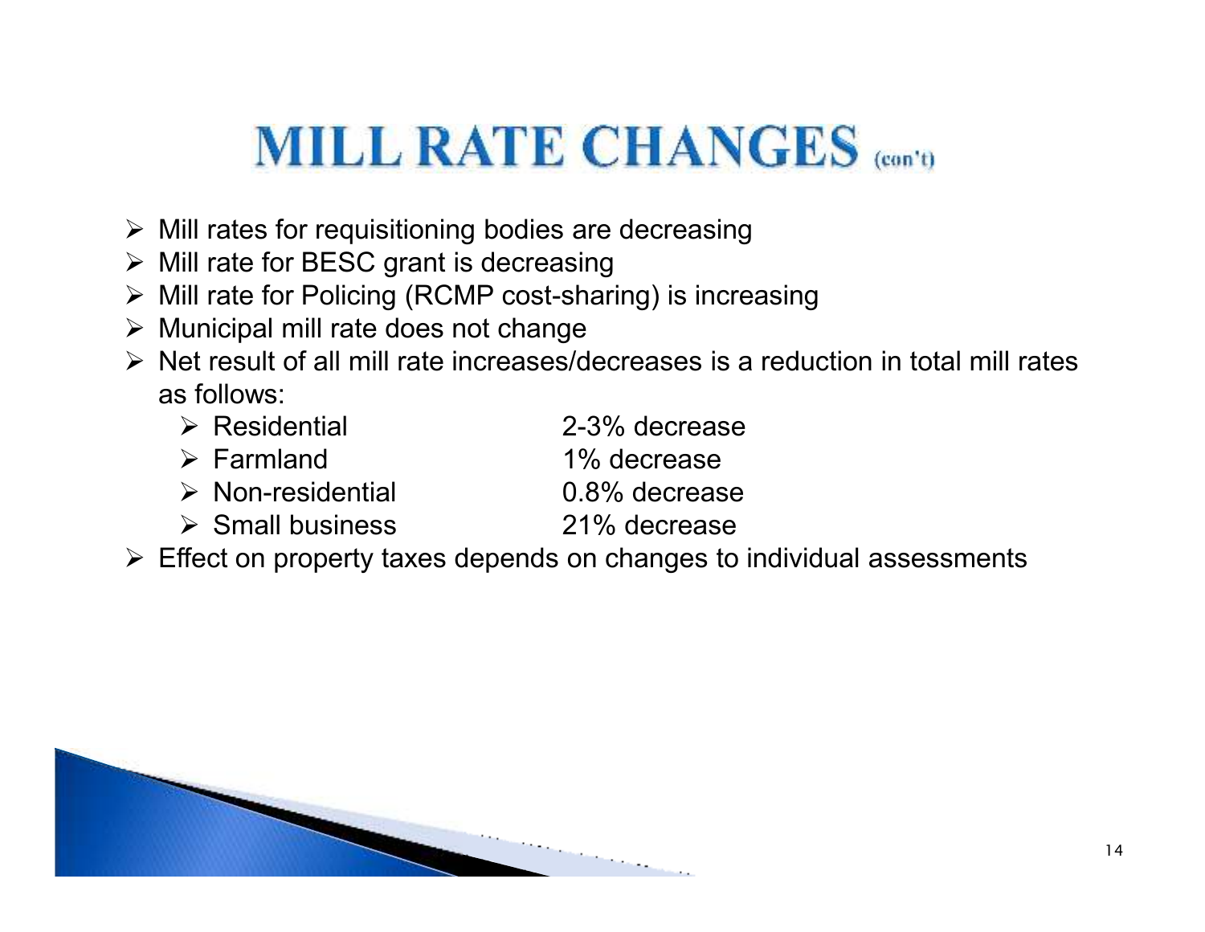# MILL RATE CHANGES (con't)

- Mill rates for requisitioning bodies are decreasing
- Mill rate for BESC grant is decreasing
- Mill rate for Policing (RCMP cost-sharing) is increasing
- Municipal mill rate does not change
- Net result of all mill rate increases/decreases is a reduction in total mill rates as follows:
  - Residential 2-3% decrease
  - Farmland 1% decrease
  - Non-residential 0.8% decrease
  - Small business 21% decrease
- Effect on property taxes depends on changes to individual assessments